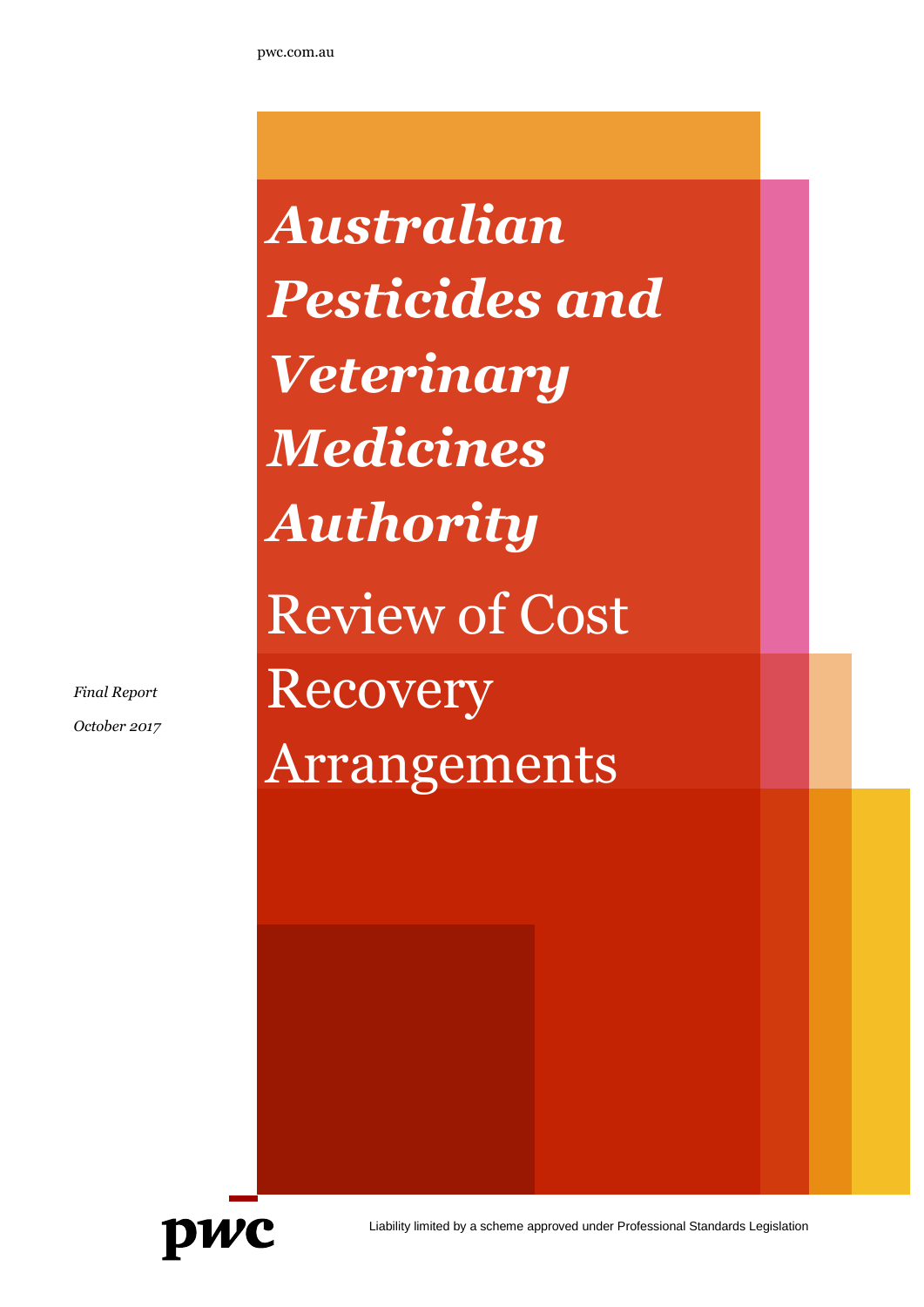pwc.com.au

# *Australian Pesticides and Veterinary Medicines Authority*

# Review of Cost Recovery Arrangements

*Final Report*

*October 2017*

pwc

Liability limited by a scheme approved under Professional Standards Legislation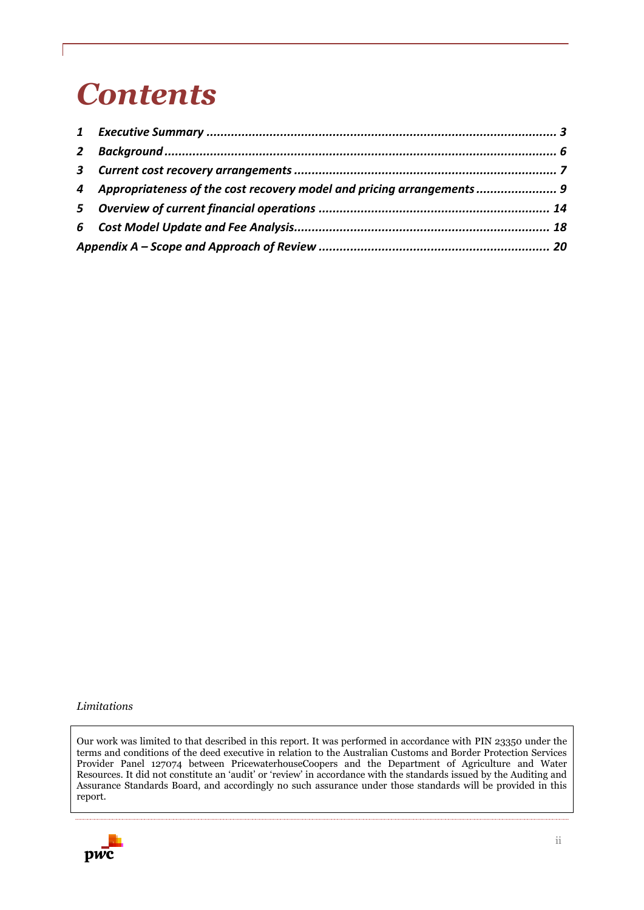# Contents

1 Executive Summary .................................................................................................. 3

2 Background ............................................................................................................ 6

3 Current cost recovery arrangements ........................................................................ 7

4 Appropriateness of the cost recovery model and pricing arrangements ...................... 9

5 Overview of current financial operations ................................................................. 14

6 Cost Model Update and Fee Analysis........................................................................ 18

Appendix A – Scope and Approach of Review ................................................................ 20

*Limitations*

Our work was limited to that described in this report. It was performed in accordance with PIN 23350 under the terms and conditions of the deed executive in relation to the Australian Customs and Border Protection Services Provider Panel 127074 between PricewaterhouseCoopers and the Department of Agriculture and Water Resources. It did not constitute an 'audit' or 'review' in accordance with the standards issued by the Auditing and Assurance Standards Board, and accordingly no such assurance under those standards will be provided in this report.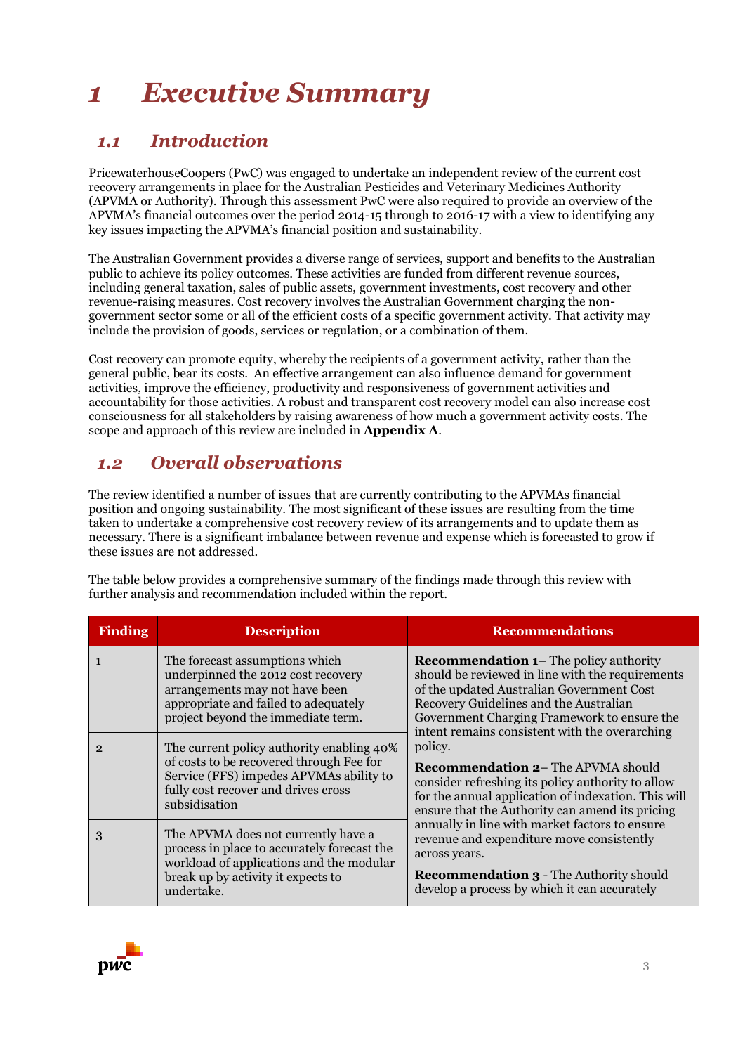# 1 Executive Summary

## 1.1 Introduction

PricewaterhouseCoopers (PwC) was engaged to undertake an independent review of the current cost recovery arrangements in place for the Australian Pesticides and Veterinary Medicines Authority (APVMA or Authority). Through this assessment PwC were also required to provide an overview of the APVMA's financial outcomes over the period 2014-15 through to 2016-17 with a view to identifying any key issues impacting the APVMA's financial position and sustainability.

The Australian Government provides a diverse range of services, support and benefits to the Australian public to achieve its policy outcomes. These activities are funded from different revenue sources, including general taxation, sales of public assets, government investments, cost recovery and other revenue-raising measures. Cost recovery involves the Australian Government charging the non-government sector some or all of the efficient costs of a specific government activity. That activity may include the provision of goods, services or regulation, or a combination of them.

Cost recovery can promote equity, whereby the recipients of a government activity, rather than the general public, bear its costs. An effective arrangement can also influence demand for government activities, improve the efficiency, productivity and responsiveness of government activities and accountability for those activities. A robust and transparent cost recovery model can also increase cost consciousness for all stakeholders by raising awareness of how much a government activity costs. The scope and approach of this review are included in **Appendix A**.

## 1.2 Overall observations

The review identified a number of issues that are currently contributing to the APVMAs financial position and ongoing sustainability. The most significant of these issues are resulting from the time taken to undertake a comprehensive cost recovery review of its arrangements and to update them as necessary. There is a significant imbalance between revenue and expense which is forecasted to grow if these issues are not addressed.

The table below provides a comprehensive summary of the findings made through this review with further analysis and recommendation included within the report.

| Finding | Description | Recommendations |
|---|---|---|
| 1 | The forecast assumptions which underpinned the 2012 cost recovery arrangements may not have been appropriate and failed to adequately project beyond the immediate term. | **Recommendation 1**– The policy authority should be reviewed in line with the requirements of the updated Australian Government Cost Recovery Guidelines and the Australian Government Charging Framework to ensure the intent remains consistent with the overarching policy.<br><br>**Recommendation 2**– The APVMA should consider refreshing its policy authority to allow for the annual application of indexation. This will ensure that the Authority can amend its pricing annually in line with market factors to ensure revenue and expenditure move consistently across years.<br><br>**Recommendation 3** - The Authority should develop a process by which it can accurately |
| 2 | The current policy authority enabling 40% of costs to be recovered through Fee for Service (FFS) impedes APVMAs ability to fully cost recover and drives cross subsidisation | |
| 3 | The APVMA does not currently have a process in place to accurately forecast the workload of applications and the modular break up by activity it expects to undertake. | |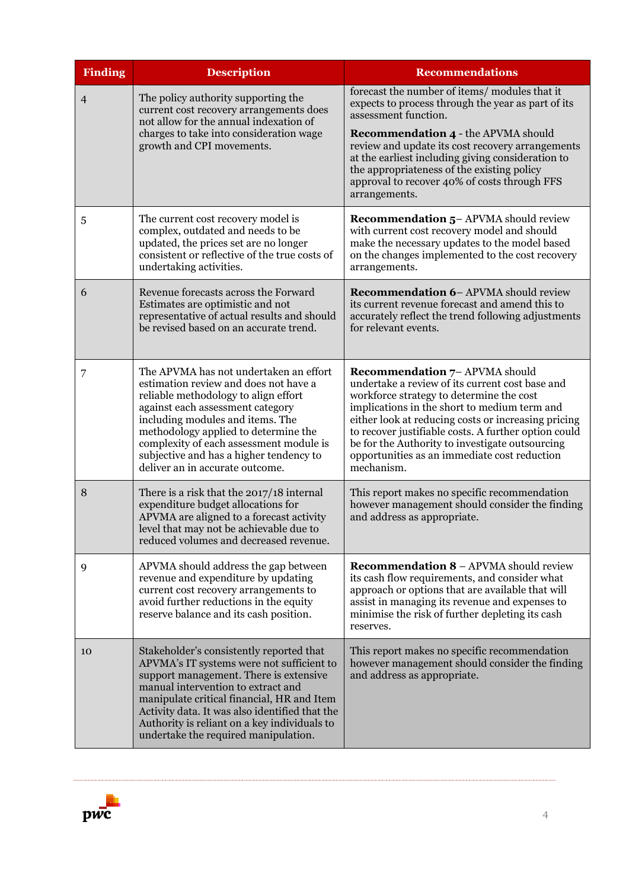| Finding | Description | Recommendations |
|---|---|---|
| 4 | The policy authority supporting the current cost recovery arrangements does not allow for the annual indexation of charges to take into consideration wage growth and CPI movements. | forecast the number of items/ modules that it expects to process through the year as part of its assessment function. **Recommendation 4** - the APVMA should review and update its cost recovery arrangements at the earliest including giving consideration to the appropriateness of the existing policy approval to recover 40% of costs through FFS arrangements. |
| 5 | The current cost recovery model is complex, outdated and needs to be updated, the prices set are no longer consistent or reflective of the true costs of undertaking activities. | **Recommendation 5**– APVMA should review with current cost recovery model and should make the necessary updates to the model based on the changes implemented to the cost recovery arrangements. |
| 6 | Revenue forecasts across the Forward Estimates are optimistic and not representative of actual results and should be revised based on an accurate trend. | **Recommendation 6**– APVMA should review its current revenue forecast and amend this to accurately reflect the trend following adjustments for relevant events. |
| 7 | The APVMA has not undertaken an effort estimation review and does not have a reliable methodology to align effort against each assessment category including modules and items. The methodology applied to determine the complexity of each assessment module is subjective and has a higher tendency to deliver an in accurate outcome. | **Recommendation 7**– APVMA should undertake a review of its current cost base and workforce strategy to determine the cost implications in the short to medium term and either look at reducing costs or increasing pricing to recover justifiable costs. A further option could be for the Authority to investigate outsourcing opportunities as an immediate cost reduction mechanism. |
| 8 | There is a risk that the 2017/18 internal expenditure budget allocations for APVMA are aligned to a forecast activity level that may not be achievable due to reduced volumes and decreased revenue. | This report makes no specific recommendation however management should consider the finding and address as appropriate. |
| 9 | APVMA should address the gap between revenue and expenditure by updating current cost recovery arrangements to avoid further reductions in the equity reserve balance and its cash position. | **Recommendation 8** – APVMA should review its cash flow requirements, and consider what approach or options that are available that will assist in managing its revenue and expenses to minimise the risk of further depleting its cash reserves. |
| 10 | Stakeholder's consistently reported that APVMA's IT systems were not sufficient to support management. There is extensive manual intervention to extract and manipulate critical financial, HR and Item Activity data. It was also identified that the Authority is reliant on a key individuals to undertake the required manipulation. | This report makes no specific recommendation however management should consider the finding and address as appropriate. |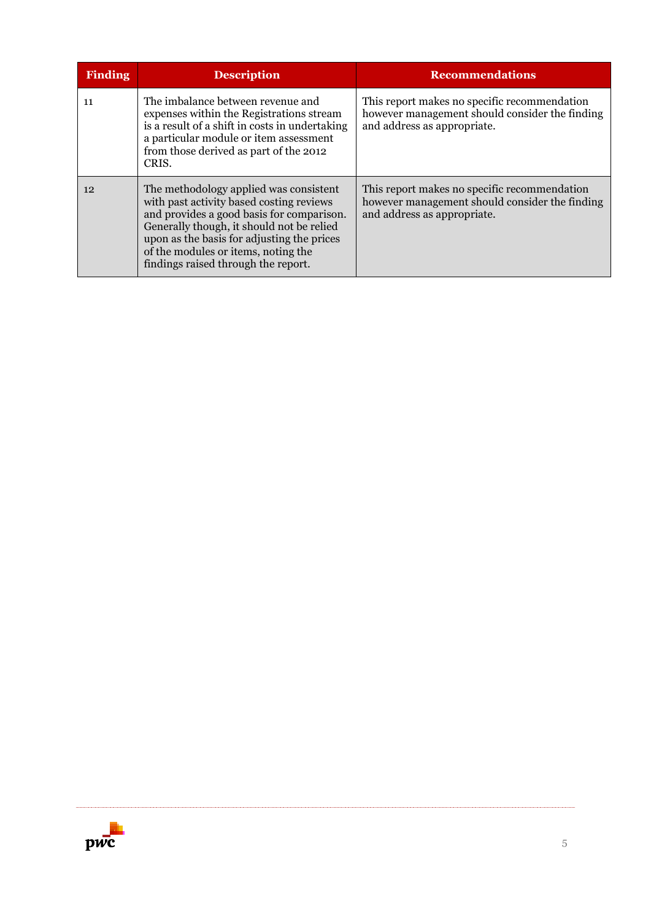| Finding | Description | Recommendations |
| --- | --- | --- |
| 11 | The imbalance between revenue and expenses within the Registrations stream is a result of a shift in costs in undertaking a particular module or item assessment from those derived as part of the 2012 CRIS. | This report makes no specific recommendation however management should consider the finding and address as appropriate. |
| 12 | The methodology applied was consistent with past activity based costing reviews and provides a good basis for comparison. Generally though, it should not be relied upon as the basis for adjusting the prices of the modules or items, noting the findings raised through the report. | This report makes no specific recommendation however management should consider the finding and address as appropriate. |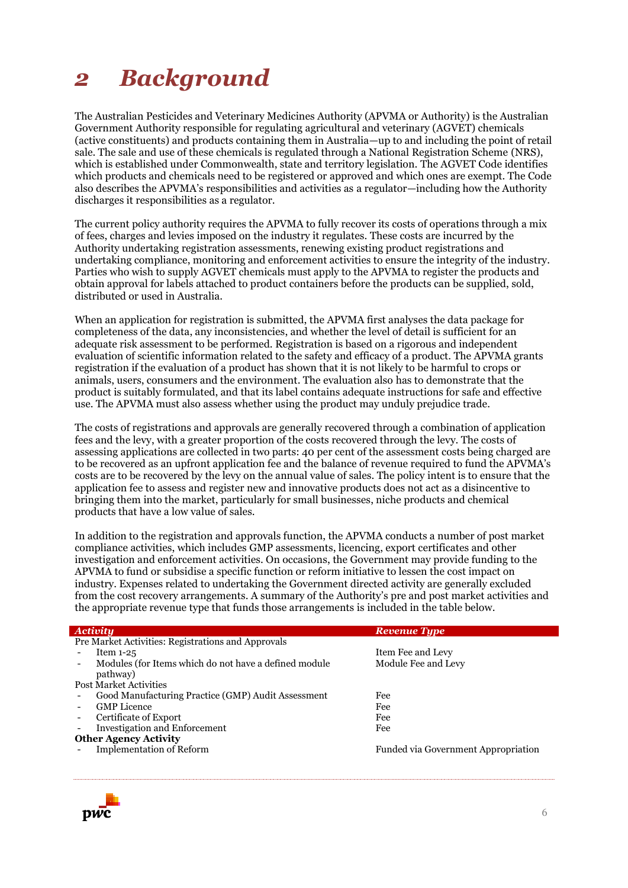# 2 Background

The Australian Pesticides and Veterinary Medicines Authority (APVMA or Authority) is the Australian Government Authority responsible for regulating agricultural and veterinary (AGVET) chemicals (active constituents) and products containing them in Australia—up to and including the point of retail sale. The sale and use of these chemicals is regulated through a National Registration Scheme (NRS), which is established under Commonwealth, state and territory legislation. The AGVET Code identifies which products and chemicals need to be registered or approved and which ones are exempt. The Code also describes the APVMA's responsibilities and activities as a regulator—including how the Authority discharges it responsibilities as a regulator.

The current policy authority requires the APVMA to fully recover its costs of operations through a mix of fees, charges and levies imposed on the industry it regulates. These costs are incurred by the Authority undertaking registration assessments, renewing existing product registrations and undertaking compliance, monitoring and enforcement activities to ensure the integrity of the industry. Parties who wish to supply AGVET chemicals must apply to the APVMA to register the products and obtain approval for labels attached to product containers before the products can be supplied, sold, distributed or used in Australia.

When an application for registration is submitted, the APVMA first analyses the data package for completeness of the data, any inconsistencies, and whether the level of detail is sufficient for an adequate risk assessment to be performed. Registration is based on a rigorous and independent evaluation of scientific information related to the safety and efficacy of a product. The APVMA grants registration if the evaluation of a product has shown that it is not likely to be harmful to crops or animals, users, consumers and the environment. The evaluation also has to demonstrate that the product is suitably formulated, and that its label contains adequate instructions for safe and effective use. The APVMA must also assess whether using the product may unduly prejudice trade.

The costs of registrations and approvals are generally recovered through a combination of application fees and the levy, with a greater proportion of the costs recovered through the levy. The costs of assessing applications are collected in two parts: 40 per cent of the assessment costs being charged are to be recovered as an upfront application fee and the balance of revenue required to fund the APVMA's costs are to be recovered by the levy on the annual value of sales. The policy intent is to ensure that the application fee to assess and register new and innovative products does not act as a disincentive to bringing them into the market, particularly for small businesses, niche products and chemical products that have a low value of sales.

In addition to the registration and approvals function, the APVMA conducts a number of post market compliance activities, which includes GMP assessments, licencing, export certificates and other investigation and enforcement activities. On occasions, the Government may provide funding to the APVMA to fund or subsidise a specific function or reform initiative to lessen the cost impact on industry. Expenses related to undertaking the Government directed activity are generally excluded from the cost recovery arrangements. A summary of the Authority's pre and post market activities and the appropriate revenue type that funds those arrangements is included in the table below.

| *Activity* | *Revenue Type* |
|---|---|
| Pre Market Activities: Registrations and Approvals | |
| - Item 1-25 | Item Fee and Levy |
| - Modules (for Items which do not have a defined module pathway) | Module Fee and Levy |
| Post Market Activities | |
| - Good Manufacturing Practice (GMP) Audit Assessment | Fee |
| - GMP Licence | Fee |
| - Certificate of Export | Fee |
| - Investigation and Enforcement | Fee |
| **Other Agency Activity** | |
| - Implementation of Reform | Funded via Government Appropriation |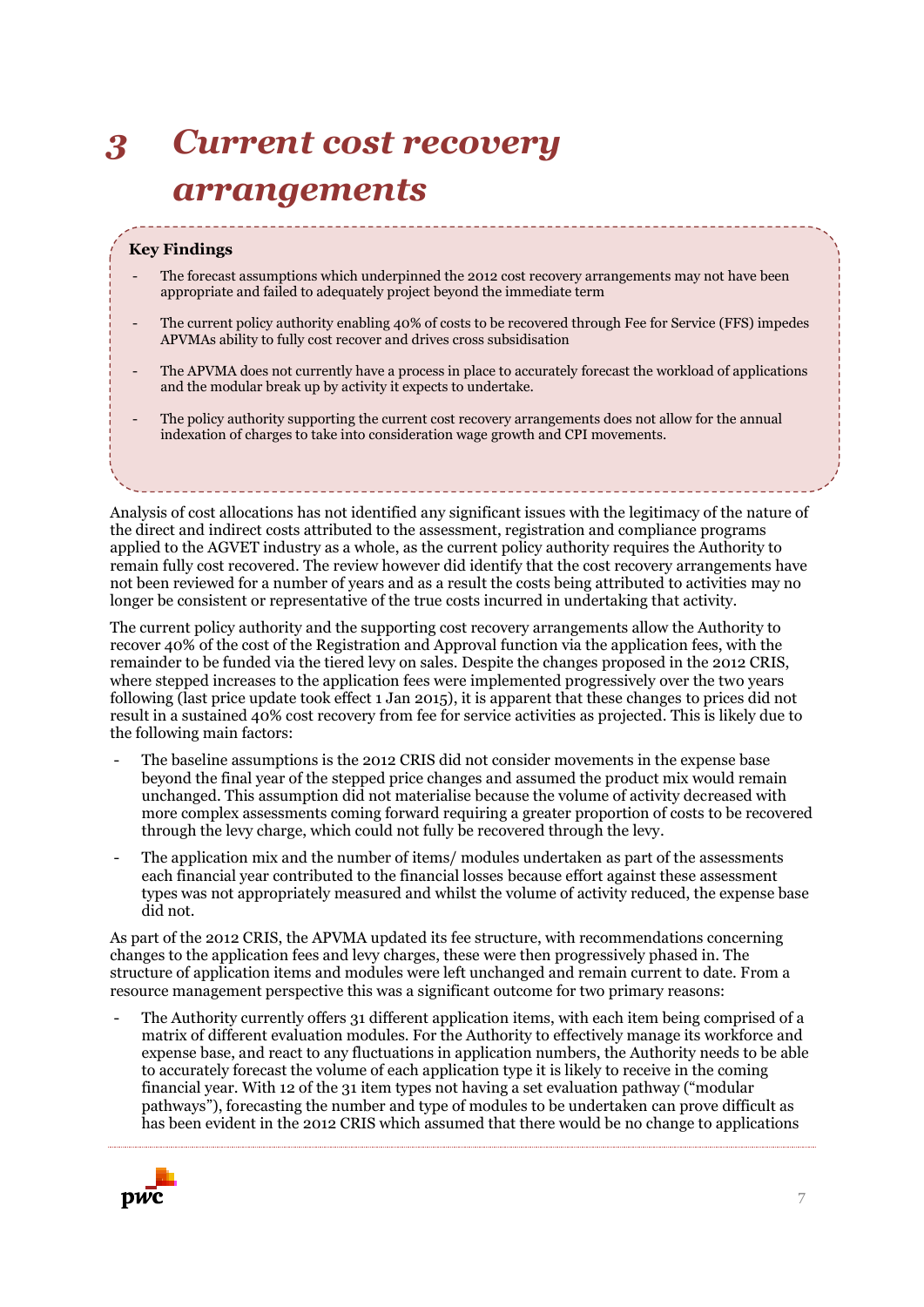# 3 Current cost recovery arrangements

**Key Findings**

- The forecast assumptions which underpinned the 2012 cost recovery arrangements may not have been appropriate and failed to adequately project beyond the immediate term
- The current policy authority enabling 40% of costs to be recovered through Fee for Service (FFS) impedes APVMAs ability to fully cost recover and drives cross subsidisation
- The APVMA does not currently have a process in place to accurately forecast the workload of applications and the modular break up by activity it expects to undertake.
- The policy authority supporting the current cost recovery arrangements does not allow for the annual indexation of charges to take into consideration wage growth and CPI movements.

Analysis of cost allocations has not identified any significant issues with the legitimacy of the nature of the direct and indirect costs attributed to the assessment, registration and compliance programs applied to the AGVET industry as a whole, as the current policy authority requires the Authority to remain fully cost recovered. The review however did identify that the cost recovery arrangements have not been reviewed for a number of years and as a result the costs being attributed to activities may no longer be consistent or representative of the true costs incurred in undertaking that activity.

The current policy authority and the supporting cost recovery arrangements allow the Authority to recover 40% of the cost of the Registration and Approval function via the application fees, with the remainder to be funded via the tiered levy on sales. Despite the changes proposed in the 2012 CRIS, where stepped increases to the application fees were implemented progressively over the two years following (last price update took effect 1 Jan 2015), it is apparent that these changes to prices did not result in a sustained 40% cost recovery from fee for service activities as projected. This is likely due to the following main factors:

- The baseline assumptions is the 2012 CRIS did not consider movements in the expense base beyond the final year of the stepped price changes and assumed the product mix would remain unchanged. This assumption did not materialise because the volume of activity decreased with more complex assessments coming forward requiring a greater proportion of costs to be recovered through the levy charge, which could not fully be recovered through the levy.
- The application mix and the number of items/ modules undertaken as part of the assessments each financial year contributed to the financial losses because effort against these assessment types was not appropriately measured and whilst the volume of activity reduced, the expense base did not.

As part of the 2012 CRIS, the APVMA updated its fee structure, with recommendations concerning changes to the application fees and levy charges, these were then progressively phased in. The structure of application items and modules were left unchanged and remain current to date. From a resource management perspective this was a significant outcome for two primary reasons:

- The Authority currently offers 31 different application items, with each item being comprised of a matrix of different evaluation modules. For the Authority to effectively manage its workforce and expense base, and react to any fluctuations in application numbers, the Authority needs to be able to accurately forecast the volume of each application type it is likely to receive in the coming financial year. With 12 of the 31 item types not having a set evaluation pathway ("modular pathways"), forecasting the number and type of modules to be undertaken can prove difficult as has been evident in the 2012 CRIS which assumed that there would be no change to applications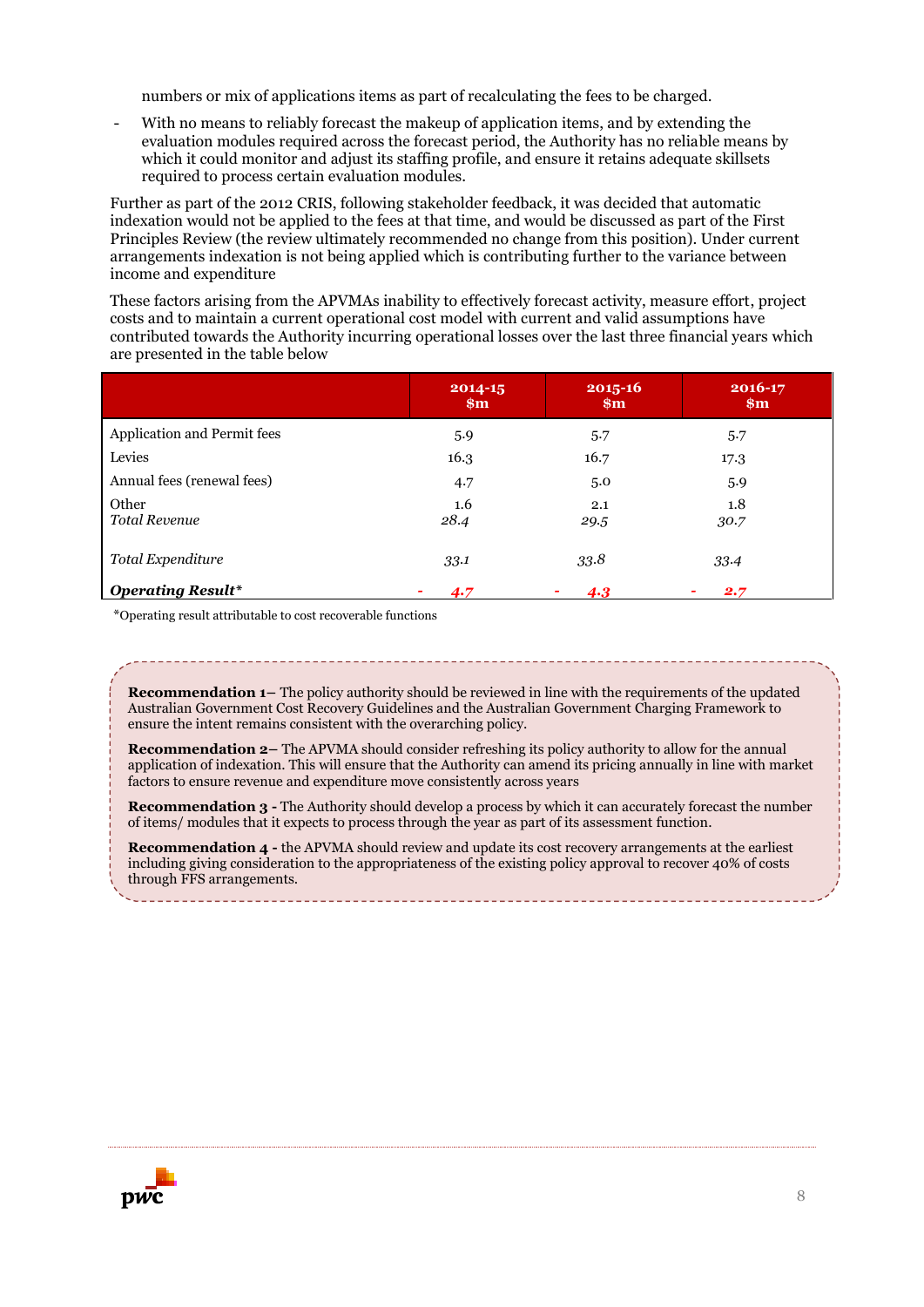numbers or mix of applications items as part of recalculating the fees to be charged.

- With no means to reliably forecast the makeup of application items, and by extending the evaluation modules required across the forecast period, the Authority has no reliable means by which it could monitor and adjust its staffing profile, and ensure it retains adequate skillsets required to process certain evaluation modules.

Further as part of the 2012 CRIS, following stakeholder feedback, it was decided that automatic indexation would not be applied to the fees at that time, and would be discussed as part of the First Principles Review (the review ultimately recommended no change from this position). Under current arrangements indexation is not being applied which is contributing further to the variance between income and expenditure

These factors arising from the APVMAs inability to effectively forecast activity, measure effort, project costs and to maintain a current operational cost model with current and valid assumptions have contributed towards the Authority incurring operational losses over the last three financial years which are presented in the table below

| | 2014-15 $m | 2015-16 $m | 2016-17 $m |
|---|---|---|---|
| Application and Permit fees | 5.9 | 5.7 | 5.7 |
| Levies | 16.3 | 16.7 | 17.3 |
| Annual fees (renewal fees) | 4.7 | 5.0 | 5.9 |
| Other | 1.6 | 2.1 | 1.8 |
| *Total Revenue* | *28.4* | *29.5* | *30.7* |
| *Total Expenditure* | *33.1* | *33.8* | *33.4* |
| ***Operating Result**** | ***- 4.7*** | ***- 4.3*** | ***- 2.7*** |

*Operating result attributable to cost recoverable functions

**Recommendation 1**– The policy authority should be reviewed in line with the requirements of the updated Australian Government Cost Recovery Guidelines and the Australian Government Charging Framework to ensure the intent remains consistent with the overarching policy.

**Recommendation 2**– The APVMA should consider refreshing its policy authority to allow for the annual application of indexation. This will ensure that the Authority can amend its pricing annually in line with market factors to ensure revenue and expenditure move consistently across years

**Recommendation 3** - The Authority should develop a process by which it can accurately forecast the number of items/ modules that it expects to process through the year as part of its assessment function.

**Recommendation 4** - the APVMA should review and update its cost recovery arrangements at the earliest including giving consideration to the appropriateness of the existing policy approval to recover 40% of costs through FFS arrangements.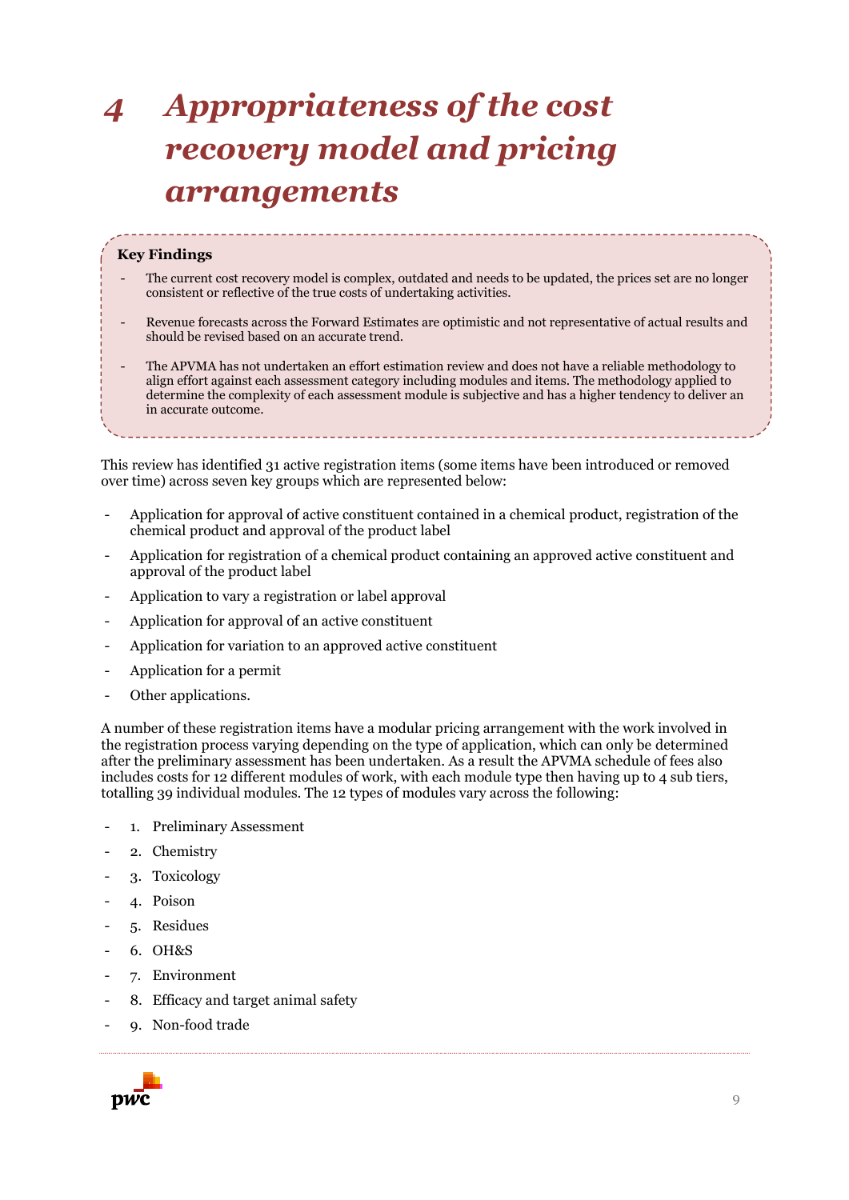# 4 Appropriateness of the cost recovery model and pricing arrangements

**Key Findings**

- The current cost recovery model is complex, outdated and needs to be updated, the prices set are no longer consistent or reflective of the true costs of undertaking activities.
- Revenue forecasts across the Forward Estimates are optimistic and not representative of actual results and should be revised based on an accurate trend.
- The APVMA has not undertaken an effort estimation review and does not have a reliable methodology to align effort against each assessment category including modules and items. The methodology applied to determine the complexity of each assessment module is subjective and has a higher tendency to deliver an in accurate outcome.

This review has identified 31 active registration items (some items have been introduced or removed over time) across seven key groups which are represented below:

- Application for approval of active constituent contained in a chemical product, registration of the chemical product and approval of the product label
- Application for registration of a chemical product containing an approved active constituent and approval of the product label
- Application to vary a registration or label approval
- Application for approval of an active constituent
- Application for variation to an approved active constituent
- Application for a permit
- Other applications.

A number of these registration items have a modular pricing arrangement with the work involved in the registration process varying depending on the type of application, which can only be determined after the preliminary assessment has been undertaken. As a result the APVMA schedule of fees also includes costs for 12 different modules of work, with each module type then having up to 4 sub tiers, totalling 39 individual modules. The 12 types of modules vary across the following:

- 1. Preliminary Assessment
- 2. Chemistry
- 3. Toxicology
- 4. Poison
- 5. Residues
- 6. OH&S
- 7. Environment
- 8. Efficacy and target animal safety
- 9. Non-food trade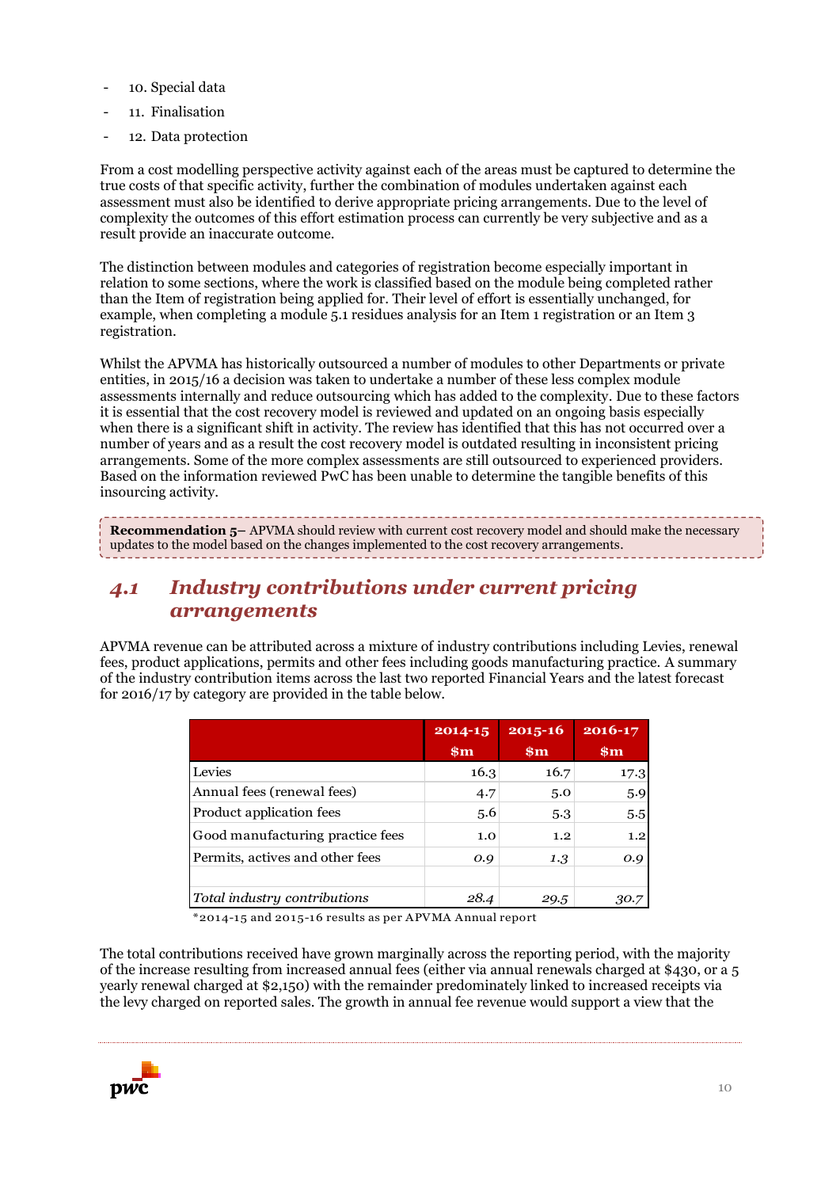- 10. Special data
- 11. Finalisation
- 12. Data protection

From a cost modelling perspective activity against each of the areas must be captured to determine the true costs of that specific activity, further the combination of modules undertaken against each assessment must also be identified to derive appropriate pricing arrangements. Due to the level of complexity the outcomes of this effort estimation process can currently be very subjective and as a result provide an inaccurate outcome.

The distinction between modules and categories of registration become especially important in relation to some sections, where the work is classified based on the module being completed rather than the Item of registration being applied for. Their level of effort is essentially unchanged, for example, when completing a module 5.1 residues analysis for an Item 1 registration or an Item 3 registration.

Whilst the APVMA has historically outsourced a number of modules to other Departments or private entities, in 2015/16 a decision was taken to undertake a number of these less complex module assessments internally and reduce outsourcing which has added to the complexity. Due to these factors it is essential that the cost recovery model is reviewed and updated on an ongoing basis especially when there is a significant shift in activity. The review has identified that this has not occurred over a number of years and as a result the cost recovery model is outdated resulting in inconsistent pricing arrangements. Some of the more complex assessments are still outsourced to experienced providers. Based on the information reviewed PwC has been unable to determine the tangible benefits of this insourcing activity.

**Recommendation 5–** APVMA should review with current cost recovery model and should make the necessary updates to the model based on the changes implemented to the cost recovery arrangements.

## *4.1 Industry contributions under current pricing arrangements*

APVMA revenue can be attributed across a mixture of industry contributions including Levies, renewal fees, product applications, permits and other fees including goods manufacturing practice. A summary of the industry contribution items across the last two reported Financial Years and the latest forecast for 2016/17 by category are provided in the table below.

| | 2014-15 $m | 2015-16 $m | 2016-17 $m |
|---|---|---|---|
| Levies | 16.3 | 16.7 | 17.3 |
| Annual fees (renewal fees) | 4.7 | 5.0 | 5.9 |
| Product application fees | 5.6 | 5.3 | 5.5 |
| Good manufacturing practice fees | 1.0 | 1.2 | 1.2 |
| Permits, actives and other fees | *0.9* | *1.3* | *0.9* |
| | | | |
| *Total industry contributions* | *28.4* | *29.5* | *30.7* |

*2014-15 and 2015-16 results as per APVMA Annual report

The total contributions received have grown marginally across the reporting period, with the majority of the increase resulting from increased annual fees (either via annual renewals charged at $430, or a 5 yearly renewal charged at $2,150) with the remainder predominately linked to increased receipts via the levy charged on reported sales. The growth in annual fee revenue would support a view that the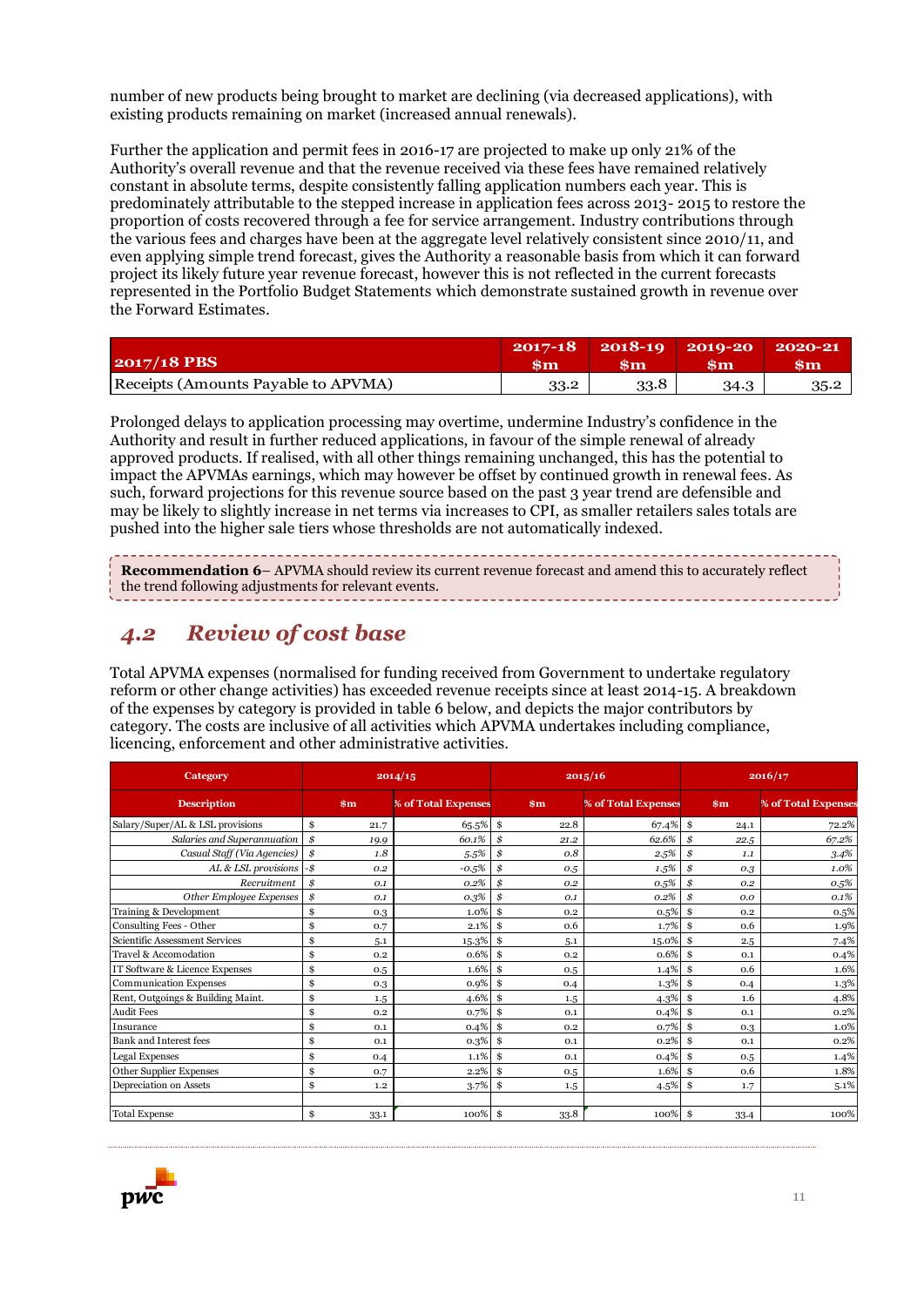number of new products being brought to market are declining (via decreased applications), with existing products remaining on market (increased annual renewals).

Further the application and permit fees in 2016-17 are projected to make up only 21% of the Authority's overall revenue and that the revenue received via these fees have remained relatively constant in absolute terms, despite consistently falling application numbers each year. This is predominately attributable to the stepped increase in application fees across 2013- 2015 to restore the proportion of costs recovered through a fee for service arrangement. Industry contributions through the various fees and charges have been at the aggregate level relatively consistent since 2010/11, and even applying simple trend forecast, gives the Authority a reasonable basis from which it can forward project its likely future year revenue forecast, however this is not reflected in the current forecasts represented in the Portfolio Budget Statements which demonstrate sustained growth in revenue over the Forward Estimates.

| 2017/18 PBS | 2017-18 $m | 2018-19 $m | 2019-20 $m | 2020-21 $m |
|---|---|---|---|---|
| Receipts (Amounts Payable to APVMA) | 33.2 | 33.8 | 34.3 | 35.2 |

Prolonged delays to application processing may overtime, undermine Industry's confidence in the Authority and result in further reduced applications, in favour of the simple renewal of already approved products. If realised, with all other things remaining unchanged, this has the potential to impact the APVMAs earnings, which may however be offset by continued growth in renewal fees. As such, forward projections for this revenue source based on the past 3 year trend are defensible and may be likely to slightly increase in net terms via increases to CPI, as smaller retailers sales totals are pushed into the higher sale tiers whose thresholds are not automatically indexed.

**Recommendation 6**– APVMA should review its current revenue forecast and amend this to accurately reflect the trend following adjustments for relevant events.

## *4.2 Review of cost base*

Total APVMA expenses (normalised for funding received from Government to undertake regulatory reform or other change activities) has exceeded revenue receipts since at least 2014-15. A breakdown of the expenses by category is provided in table 6 below, and depicts the major contributors by category. The costs are inclusive of all activities which APVMA undertakes including compliance, licencing, enforcement and other administrative activities.

| Category | 2014/15 | | 2015/16 | | 2016/17 | |
|---|---|---|---|---|---|---|
| Description | $m | % of Total Expenses | $m | % of Total Expenses | $m | % of Total Expenses |
| Salary/Super/AL & LSL provisions | $ 21.7 | 65.5% | $ 22.8 | 67.4% | $ 24.1 | 72.2% |
| *Salaries and Superannuation* | *$ 19.9* | *60.1%* | *$ 21.2* | *62.6%* | *$ 22.5* | *67.2%* |
| *Casual Staff (Via Agencies)* | *$ 1.8* | *5.5%* | *$ 0.8* | *2.5%* | *$ 1.1* | *3.4%* |
| *AL & LSL provisions* | *-$ 0.2* | *-0.5%* | *$ 0.5* | *1.5%* | *$ 0.3* | *1.0%* |
| *Recruitment* | *$ 0.1* | *0.2%* | *$ 0.2* | *0.5%* | *$ 0.2* | *0.5%* |
| *Other Employee Expenses* | *$ 0.1* | *0.3%* | *$ 0.1* | *0.2%* | *$ 0.0* | *0.1%* |
| Training & Development | $ 0.3 | 1.0% | $ 0.2 | 0.5% | $ 0.2 | 0.5% |
| Consulting Fees - Other | $ 0.7 | 2.1% | $ 0.6 | 1.7% | $ 0.6 | 1.9% |
| Scientific Assessment Services | $ 5.1 | 15.3% | $ 5.1 | 15.0% | $ 2.5 | 7.4% |
| Travel & Accomodation | $ 0.2 | 0.6% | $ 0.2 | 0.6% | $ 0.1 | 0.4% |
| IT Software & Licence Expenses | $ 0.5 | 1.6% | $ 0.5 | 1.4% | $ 0.6 | 1.6% |
| Communication Expenses | $ 0.3 | 0.9% | $ 0.4 | 1.3% | $ 0.4 | 1.3% |
| Rent, Outgoings & Building Maint. | $ 1.5 | 4.6% | $ 1.5 | 4.3% | $ 1.6 | 4.8% |
| Audit Fees | $ 0.2 | 0.7% | $ 0.1 | 0.4% | $ 0.1 | 0.2% |
| Insurance | $ 0.1 | 0.4% | $ 0.2 | 0.7% | $ 0.3 | 1.0% |
| Bank and Interest fees | $ 0.1 | 0.3% | $ 0.1 | 0.2% | $ 0.1 | 0.2% |
| Legal Expenses | $ 0.4 | 1.1% | $ 0.1 | 0.4% | $ 0.5 | 1.4% |
| Other Supplier Expenses | $ 0.7 | 2.2% | $ 0.5 | 1.6% | $ 0.6 | 1.8% |
| Depreciation on Assets | $ 1.2 | 3.7% | $ 1.5 | 4.5% | $ 1.7 | 5.1% |
| | | | | | | |
| Total Expense | $ 33.1 | 100% | $ 33.8 | 100% | $ 33.4 | 100% |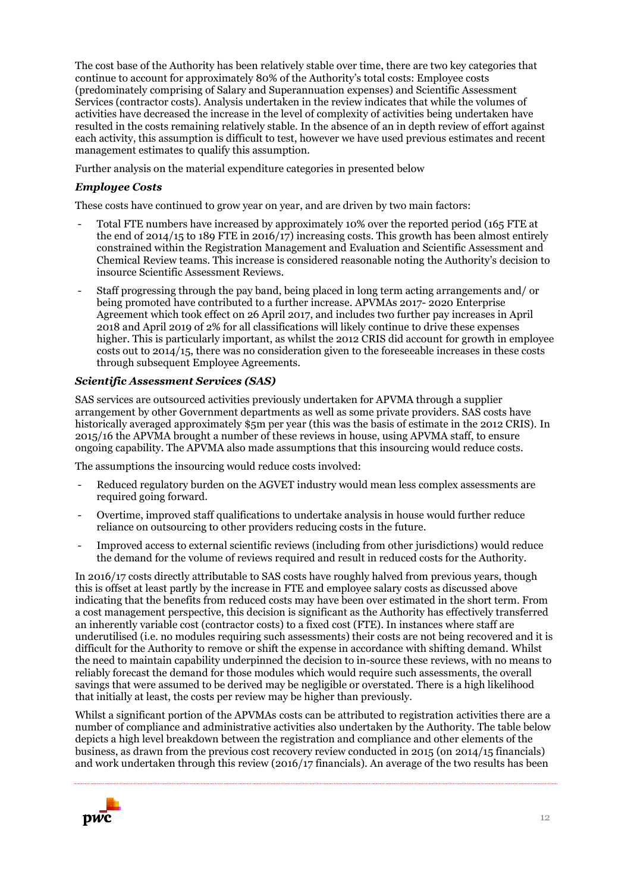The cost base of the Authority has been relatively stable over time, there are two key categories that continue to account for approximately 80% of the Authority's total costs: Employee costs (predominately comprising of Salary and Superannuation expenses) and Scientific Assessment Services (contractor costs). Analysis undertaken in the review indicates that while the volumes of activities have decreased the increase in the level of complexity of activities being undertaken have resulted in the costs remaining relatively stable. In the absence of an in depth review of effort against each activity, this assumption is difficult to test, however we have used previous estimates and recent management estimates to qualify this assumption.

Further analysis on the material expenditure categories in presented below

### *Employee Costs*

These costs have continued to grow year on year, and are driven by two main factors:

- Total FTE numbers have increased by approximately 10% over the reported period (165 FTE at the end of 2014/15 to 189 FTE in 2016/17) increasing costs. This growth has been almost entirely constrained within the Registration Management and Evaluation and Scientific Assessment and Chemical Review teams. This increase is considered reasonable noting the Authority's decision to insource Scientific Assessment Reviews.
- Staff progressing through the pay band, being placed in long term acting arrangements and/ or being promoted have contributed to a further increase. APVMAs 2017- 2020 Enterprise Agreement which took effect on 26 April 2017, and includes two further pay increases in April 2018 and April 2019 of 2% for all classifications will likely continue to drive these expenses higher. This is particularly important, as whilst the 2012 CRIS did account for growth in employee costs out to 2014/15, there was no consideration given to the foreseeable increases in these costs through subsequent Employee Agreements.

### *Scientific Assessment Services (SAS)*

SAS services are outsourced activities previously undertaken for APVMA through a supplier arrangement by other Government departments as well as some private providers. SAS costs have historically averaged approximately $5m per year (this was the basis of estimate in the 2012 CRIS). In 2015/16 the APVMA brought a number of these reviews in house, using APVMA staff, to ensure ongoing capability. The APVMA also made assumptions that this insourcing would reduce costs.

The assumptions the insourcing would reduce costs involved:

- Reduced regulatory burden on the AGVET industry would mean less complex assessments are required going forward.
- Overtime, improved staff qualifications to undertake analysis in house would further reduce reliance on outsourcing to other providers reducing costs in the future.
- Improved access to external scientific reviews (including from other jurisdictions) would reduce the demand for the volume of reviews required and result in reduced costs for the Authority.

In 2016/17 costs directly attributable to SAS costs have roughly halved from previous years, though this is offset at least partly by the increase in FTE and employee salary costs as discussed above indicating that the benefits from reduced costs may have been over estimated in the short term. From a cost management perspective, this decision is significant as the Authority has effectively transferred an inherently variable cost (contractor costs) to a fixed cost (FTE). In instances where staff are underutilised (i.e. no modules requiring such assessments) their costs are not being recovered and it is difficult for the Authority to remove or shift the expense in accordance with shifting demand. Whilst the need to maintain capability underpinned the decision to in-source these reviews, with no means to reliably forecast the demand for those modules which would require such assessments, the overall savings that were assumed to be derived may be negligible or overstated. There is a high likelihood that initially at least, the costs per review may be higher than previously.

Whilst a significant portion of the APVMAs costs can be attributed to registration activities there are a number of compliance and administrative activities also undertaken by the Authority. The table below depicts a high level breakdown between the registration and compliance and other elements of the business, as drawn from the previous cost recovery review conducted in 2015 (on 2014/15 financials) and work undertaken through this review (2016/17 financials). An average of the two results has been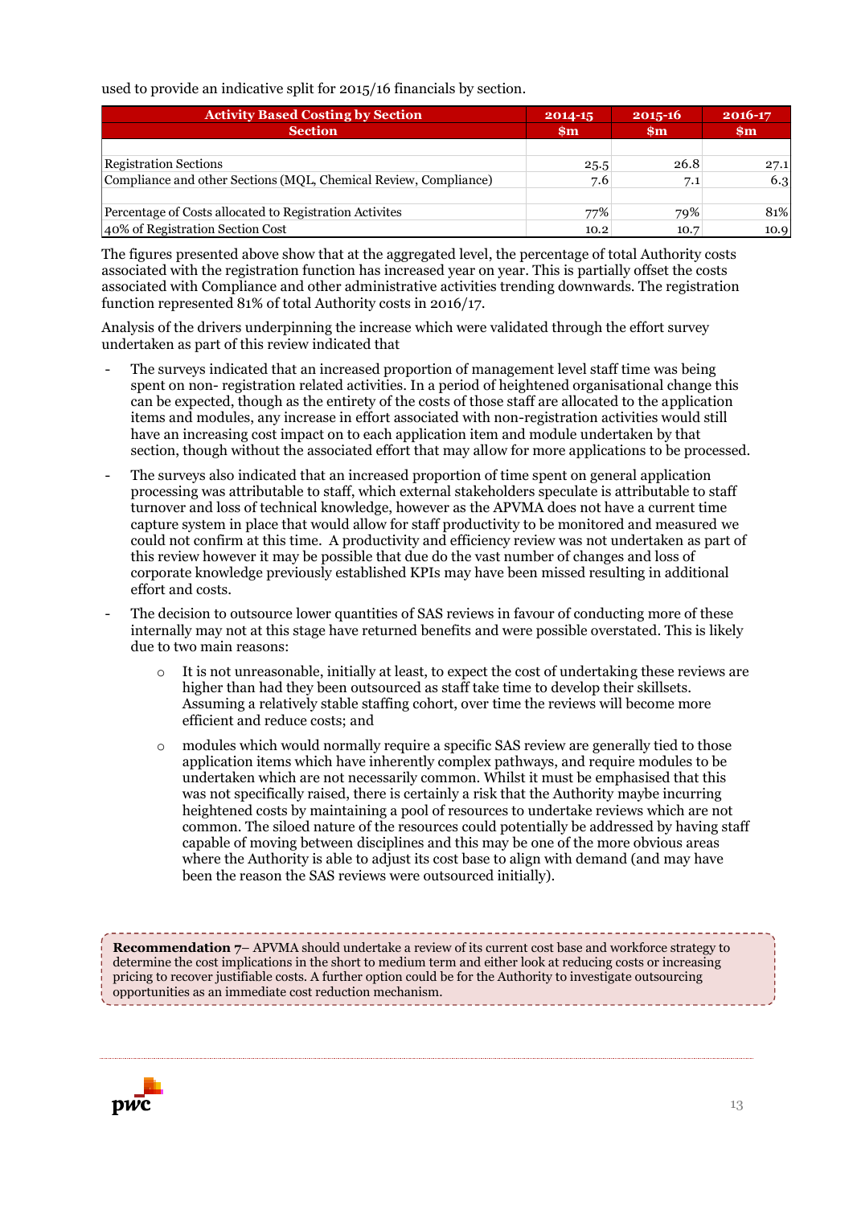used to provide an indicative split for 2015/16 financials by section.

| Activity Based Costing by Section | 2014-15 | 2015-16 | 2016-17 |
|---|---|---|---|
| **Section** | **$m** | **$m** | **$m** |
| | | | |
| Registration Sections | 25.5 | 26.8 | 27.1 |
| Compliance and other Sections (MQL, Chemical Review, Compliance) | 7.6 | 7.1 | 6.3 |
| | | | |
| Percentage of Costs allocated to Registration Activites | 77% | 79% | 81% |
| 40% of Registration Section Cost | 10.2 | 10.7 | 10.9 |

The figures presented above show that at the aggregated level, the percentage of total Authority costs associated with the registration function has increased year on year. This is partially offset the costs associated with Compliance and other administrative activities trending downwards. The registration function represented 81% of total Authority costs in 2016/17.

Analysis of the drivers underpinning the increase which were validated through the effort survey undertaken as part of this review indicated that

- The surveys indicated that an increased proportion of management level staff time was being spent on non- registration related activities. In a period of heightened organisational change this can be expected, though as the entirety of the costs of those staff are allocated to the application items and modules, any increase in effort associated with non-registration activities would still have an increasing cost impact on to each application item and module undertaken by that section, though without the associated effort that may allow for more applications to be processed.
- The surveys also indicated that an increased proportion of time spent on general application processing was attributable to staff, which external stakeholders speculate is attributable to staff turnover and loss of technical knowledge, however as the APVMA does not have a current time capture system in place that would allow for staff productivity to be monitored and measured we could not confirm at this time. A productivity and efficiency review was not undertaken as part of this review however it may be possible that due do the vast number of changes and loss of corporate knowledge previously established KPIs may have been missed resulting in additional effort and costs.
- The decision to outsource lower quantities of SAS reviews in favour of conducting more of these internally may not at this stage have returned benefits and were possible overstated. This is likely due to two main reasons:
  - It is not unreasonable, initially at least, to expect the cost of undertaking these reviews are higher than had they been outsourced as staff take time to develop their skillsets. Assuming a relatively stable staffing cohort, over time the reviews will become more efficient and reduce costs; and
  - modules which would normally require a specific SAS review are generally tied to those application items which have inherently complex pathways, and require modules to be undertaken which are not necessarily common. Whilst it must be emphasised that this was not specifically raised, there is certainly a risk that the Authority maybe incurring heightened costs by maintaining a pool of resources to undertake reviews which are not common. The siloed nature of the resources could potentially be addressed by having staff capable of moving between disciplines and this may be one of the more obvious areas where the Authority is able to adjust its cost base to align with demand (and may have been the reason the SAS reviews were outsourced initially).

**Recommendation 7**– APVMA should undertake a review of its current cost base and workforce strategy to determine the cost implications in the short to medium term and either look at reducing costs or increasing pricing to recover justifiable costs. A further option could be for the Authority to investigate outsourcing opportunities as an immediate cost reduction mechanism.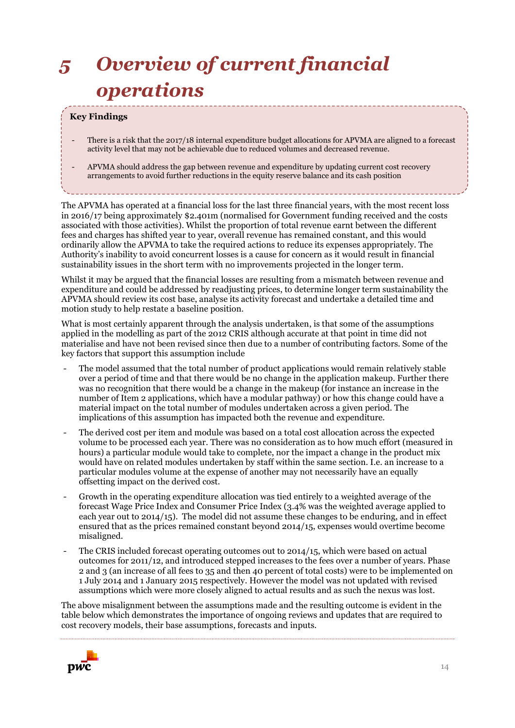# 5 Overview of current financial operations

**Key Findings**

- There is a risk that the 2017/18 internal expenditure budget allocations for APVMA are aligned to a forecast activity level that may not be achievable due to reduced volumes and decreased revenue.
- APVMA should address the gap between revenue and expenditure by updating current cost recovery arrangements to avoid further reductions in the equity reserve balance and its cash position

The APVMA has operated at a financial loss for the last three financial years, with the most recent loss in 2016/17 being approximately $2.401m (normalised for Government funding received and the costs associated with those activities). Whilst the proportion of total revenue earnt between the different fees and charges has shifted year to year, overall revenue has remained constant, and this would ordinarily allow the APVMA to take the required actions to reduce its expenses appropriately. The Authority's inability to avoid concurrent losses is a cause for concern as it would result in financial sustainability issues in the short term with no improvements projected in the longer term.

Whilst it may be argued that the financial losses are resulting from a mismatch between revenue and expenditure and could be addressed by readjusting prices, to determine longer term sustainability the APVMA should review its cost base, analyse its activity forecast and undertake a detailed time and motion study to help restate a baseline position.

What is most certainly apparent through the analysis undertaken, is that some of the assumptions applied in the modelling as part of the 2012 CRIS although accurate at that point in time did not materialise and have not been revised since then due to a number of contributing factors. Some of the key factors that support this assumption include

- The model assumed that the total number of product applications would remain relatively stable over a period of time and that there would be no change in the application makeup. Further there was no recognition that there would be a change in the makeup (for instance an increase in the number of Item 2 applications, which have a modular pathway) or how this change could have a material impact on the total number of modules undertaken across a given period. The implications of this assumption has impacted both the revenue and expenditure.
- The derived cost per item and module was based on a total cost allocation across the expected volume to be processed each year. There was no consideration as to how much effort (measured in hours) a particular module would take to complete, nor the impact a change in the product mix would have on related modules undertaken by staff within the same section. I.e. an increase to a particular modules volume at the expense of another may not necessarily have an equally offsetting impact on the derived cost.
- Growth in the operating expenditure allocation was tied entirely to a weighted average of the forecast Wage Price Index and Consumer Price Index (3.4% was the weighted average applied to each year out to 2014/15). The model did not assume these changes to be enduring, and in effect ensured that as the prices remained constant beyond 2014/15, expenses would overtime become misaligned.
- The CRIS included forecast operating outcomes out to 2014/15, which were based on actual outcomes for 2011/12, and introduced stepped increases to the fees over a number of years. Phase 2 and 3 (an increase of all fees to 35 and then 40 percent of total costs) were to be implemented on 1 July 2014 and 1 January 2015 respectively. However the model was not updated with revised assumptions which were more closely aligned to actual results and as such the nexus was lost.

The above misalignment between the assumptions made and the resulting outcome is evident in the table below which demonstrates the importance of ongoing reviews and updates that are required to cost recovery models, their base assumptions, forecasts and inputs.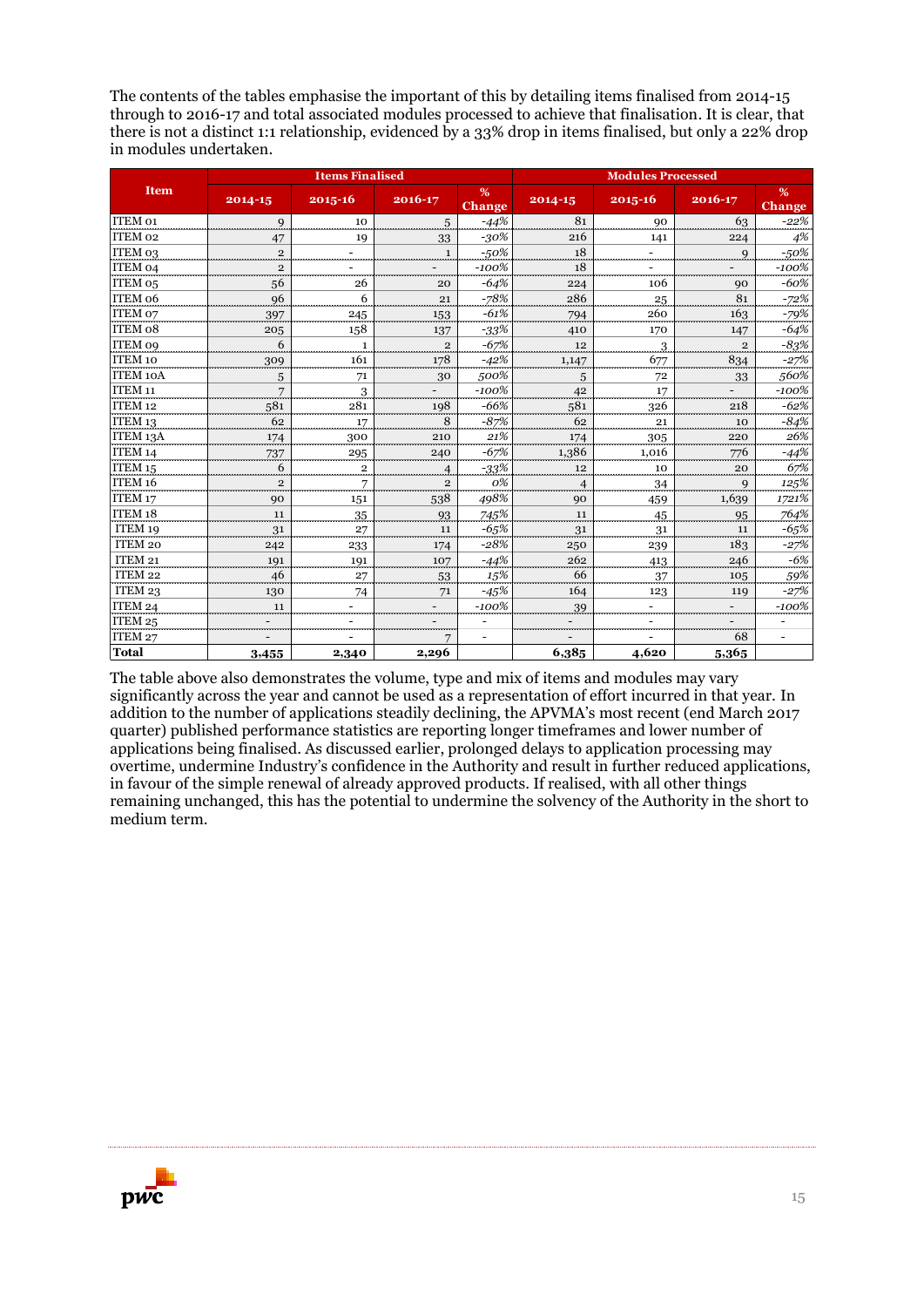The contents of the tables emphasise the important of this by detailing items finalised from 2014-15 through to 2016-17 and total associated modules processed to achieve that finalisation. It is clear, that there is not a distinct 1:1 relationship, evidenced by a 33% drop in items finalised, but only a 22% drop in modules undertaken.

| Item | Items Finalised | | | | Modules Processed | | | |
|---|---|---|---|---|---|---|---|---|
| | 2014-15 | 2015-16 | 2016-17 | % Change | 2014-15 | 2015-16 | 2016-17 | % Change |
| ITEM 01 | 9 | 10 | 5 | *-44%* | 81 | 90 | 63 | *-22%* |
| ITEM 02 | 47 | 19 | 33 | *-30%* | 216 | 141 | 224 | *4%* |
| ITEM 03 | 2 | - | 1 | *-50%* | 18 | - | 9 | *-50%* |
| ITEM 04 | 2 | - | - | *-100%* | 18 | - | - | *-100%* |
| ITEM 05 | 56 | 26 | 20 | *-64%* | 224 | 106 | 90 | *-60%* |
| ITEM 06 | 96 | 6 | 21 | *-78%* | 286 | 25 | 81 | *-72%* |
| ITEM 07 | 397 | 245 | 153 | *-61%* | 794 | 260 | 163 | *-79%* |
| ITEM 08 | 205 | 158 | 137 | *-33%* | 410 | 170 | 147 | *-64%* |
| ITEM 09 | 6 | 1 | 2 | *-67%* | 12 | 3 | 2 | *-83%* |
| ITEM 10 | 309 | 161 | 178 | *-42%* | 1,147 | 677 | 834 | *-27%* |
| ITEM 10A | 5 | 71 | 30 | *500%* | 5 | 72 | 33 | *560%* |
| ITEM 11 | 7 | 3 | - | *-100%* | 42 | 17 | - | *-100%* |
| ITEM 12 | 581 | 281 | 198 | *-66%* | 581 | 326 | 218 | *-62%* |
| ITEM 13 | 62 | 17 | 8 | *-87%* | 62 | 21 | 10 | *-84%* |
| ITEM 13A | 174 | 300 | 210 | *21%* | 174 | 305 | 220 | *26%* |
| ITEM 14 | 737 | 295 | 240 | *-67%* | 1,386 | 1,016 | 776 | *-44%* |
| ITEM 15 | 6 | 2 | 4 | *-33%* | 12 | 10 | 20 | *67%* |
| ITEM 16 | 2 | 7 | 2 | *0%* | 4 | 34 | 9 | *125%* |
| ITEM 17 | 90 | 151 | 538 | *498%* | 90 | 459 | 1,639 | *1721%* |
| ITEM 18 | 11 | 35 | 93 | *745%* | 11 | 45 | 95 | *764%* |
| ITEM 19 | 31 | 27 | 11 | *-65%* | 31 | 31 | 11 | *-65%* |
| ITEM 20 | 242 | 233 | 174 | *-28%* | 250 | 239 | 183 | *-27%* |
| ITEM 21 | 191 | 191 | 107 | *-44%* | 262 | 413 | 246 | *-6%* |
| ITEM 22 | 46 | 27 | 53 | *15%* | 66 | 37 | 105 | *59%* |
| ITEM 23 | 130 | 74 | 71 | *-45%* | 164 | 123 | 119 | *-27%* |
| ITEM 24 | 11 | - | - | *-100%* | 39 | - | - | *-100%* |
| ITEM 25 | - | - | - | - | - | - | - | - |
| ITEM 27 | - | - | 7 | - | - | - | 68 | - |
| **Total** | **3,455** | **2,340** | **2,296** | | **6,385** | **4,620** | **5,365** | |

The table above also demonstrates the volume, type and mix of items and modules may vary significantly across the year and cannot be used as a representation of effort incurred in that year. In addition to the number of applications steadily declining, the APVMA's most recent (end March 2017 quarter) published performance statistics are reporting longer timeframes and lower number of applications being finalised. As discussed earlier, prolonged delays to application processing may overtime, undermine Industry's confidence in the Authority and result in further reduced applications, in favour of the simple renewal of already approved products. If realised, with all other things remaining unchanged, this has the potential to undermine the solvency of the Authority in the short to medium term.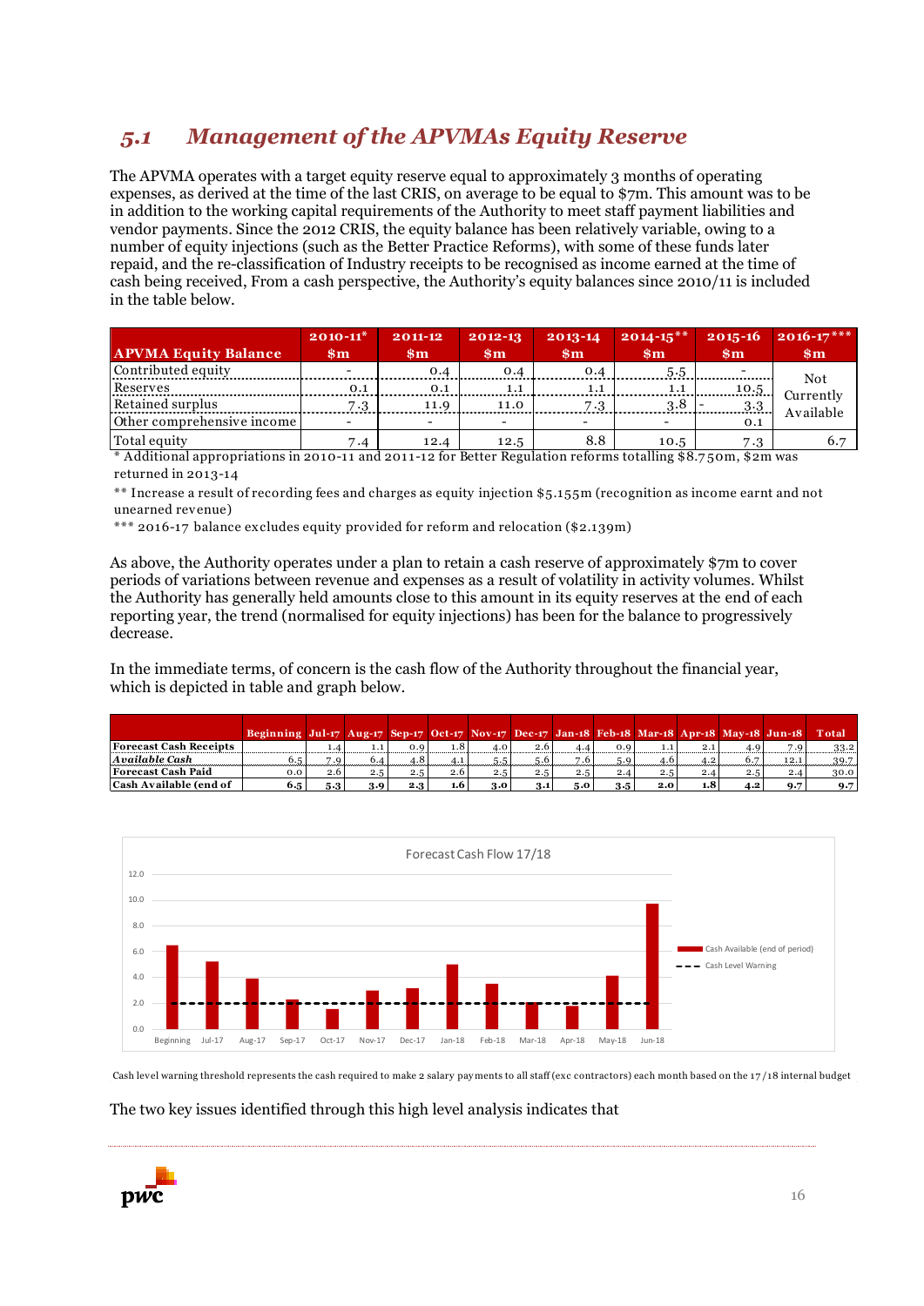## 5.1 Management of the APVMAs Equity Reserve

The APVMA operates with a target equity reserve equal to approximately 3 months of operating expenses, as derived at the time of the last CRIS, on average to be equal to $7m. This amount was to be in addition to the working capital requirements of the Authority to meet staff payment liabilities and vendor payments. Since the 2012 CRIS, the equity balance has been relatively variable, owing to a number of equity injections (such as the Better Practice Reforms), with some of these funds later repaid, and the re-classification of Industry receipts to be recognised as income earned at the time of cash being received, From a cash perspective, the Authority's equity balances since 2010/11 is included in the table below.

| APVMA Equity Balance | 2010-11* $m | 2011-12 $m | 2012-13 $m | 2013-14 $m | 2014-15** $m | 2015-16 $m | 2016-17*** $m |
|---|---|---|---|---|---|---|---|
| Contributed equity | - | 0.4 | 0.4 | 0.4 | 5.5 | - | Not Currently Available |
| Reserves | 0.1 | 0.1 | 1.1 | 1.1 | 1.1 | 10.5 | |
| Retained surplus | 7.3 | 11.9 | 11.0 | 7.3 | 3.8 | - 3.3 | |
| Other comprehensive income | - | - | - | - | - | 0.1 | |
| Total equity | 7.4 | 12.4 | 12.5 | 8.8 | 10.5 | 7.3 | 6.7 |

\* Additional appropriations in 2010-11 and 2011-12 for Better Regulation reforms totalling $8.750m, $2m was returned in 2013-14

\*\* Increase a result of recording fees and charges as equity injection $5.155m (recognition as income earnt and not unearned revenue)

\*\*\* 2016-17 balance excludes equity provided for reform and relocation ($2.139m)

As above, the Authority operates under a plan to retain a cash reserve of approximately $7m to cover periods of variations between revenue and expenses as a result of volatility in activity volumes. Whilst the Authority has generally held amounts close to this amount in its equity reserves at the end of each reporting year, the trend (normalised for equity injections) has been for the balance to progressively decrease.

In the immediate terms, of concern is the cash flow of the Authority throughout the financial year, which is depicted in table and graph below.

| | Beginning | Jul-17 | Aug-17 | Sep-17 | Oct-17 | Nov-17 | Dec-17 | Jan-18 | Feb-18 | Mar-18 | Apr-18 | May-18 | Jun-18 | Total |
|---|---|---|---|---|---|---|---|---|---|---|---|---|---|---|
| **Forecast Cash Receipts** | | 1.4 | 1.1 | 0.9 | 1.8 | 4.0 | 2.6 | 4.4 | 0.9 | 1.1 | 2.1 | 4.9 | 7.9 | 33.2 |
| ***Available Cash*** | 6.5 | 7.9 | 6.4 | 4.8 | 4.1 | 5.5 | 5.6 | 7.6 | 5.9 | 4.6 | 4.2 | 6.7 | 12.1 | 39.7 |
| **Forecast Cash Paid** | 0.0 | 2.6 | 2.5 | 2.5 | 2.6 | 2.5 | 2.5 | 2.5 | 2.4 | 2.5 | 2.4 | 2.5 | 2.4 | 30.0 |
| **Cash Available (end of** | **6.5** | **5.3** | **3.9** | **2.3** | **1.6** | **3.0** | **3.1** | **5.0** | **3.5** | **2.0** | **1.8** | **4.2** | **9.7** | **9.7** |

Cash level warning threshold represents the cash required to make 2 salary payments to all staff (exc contractors) each month based on the 17/18 internal budget

The two key issues identified through this high level analysis indicates that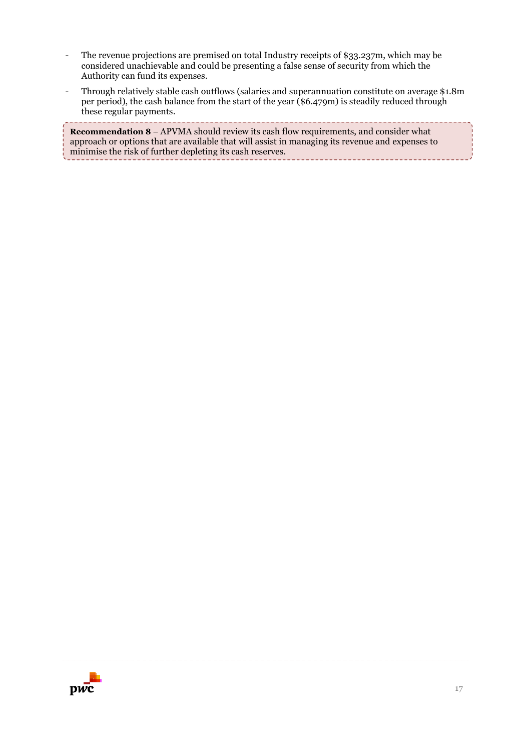- The revenue projections are premised on total Industry receipts of $33.237m, which may be considered unachievable and could be presenting a false sense of security from which the Authority can fund its expenses.
- Through relatively stable cash outflows (salaries and superannuation constitute on average $1.8m per period), the cash balance from the start of the year ($6.479m) is steadily reduced through these regular payments.

**Recommendation 8** – APVMA should review its cash flow requirements, and consider what approach or options that are available that will assist in managing its revenue and expenses to minimise the risk of further depleting its cash reserves.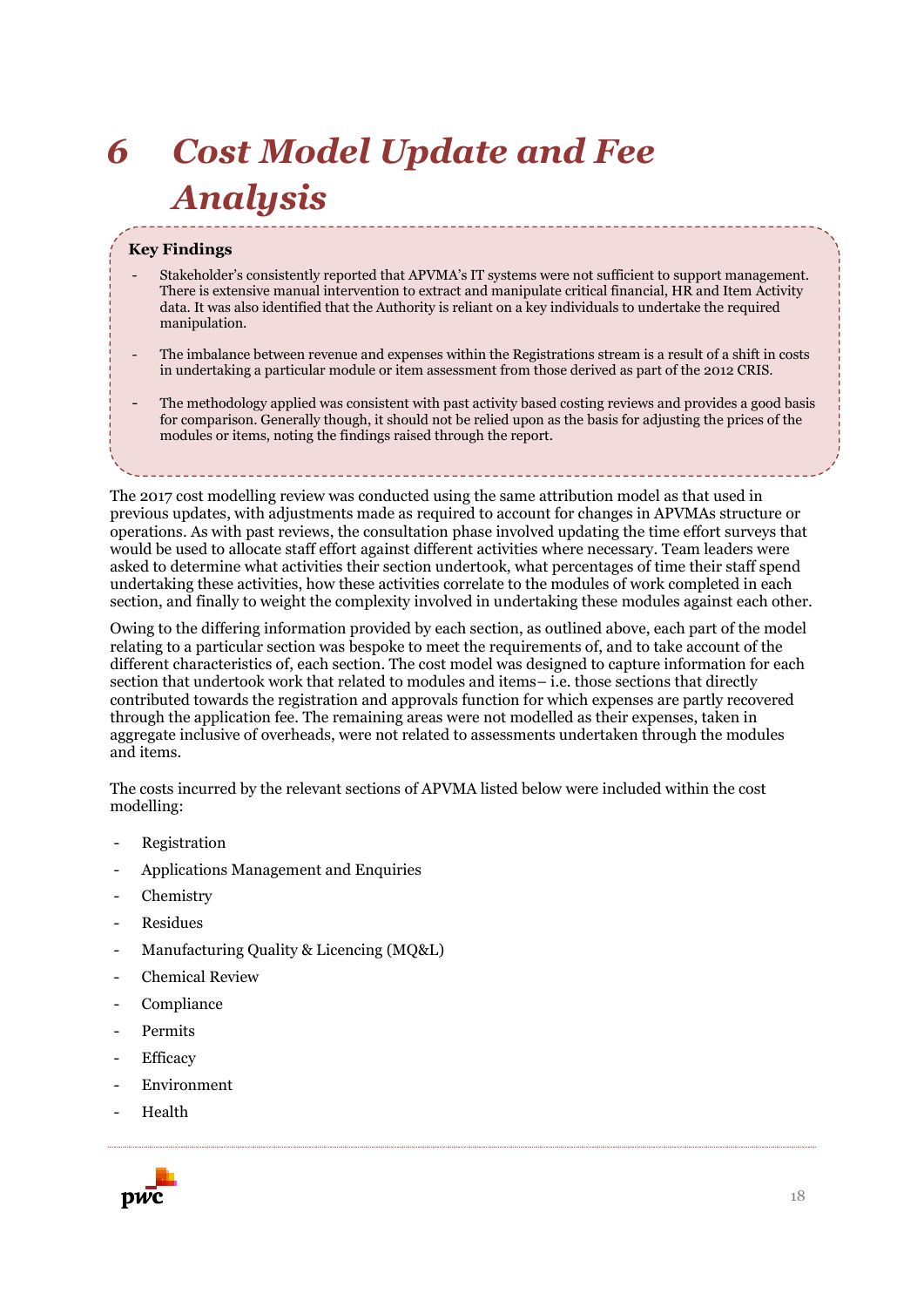# *6 Cost Model Update and Fee Analysis*

**Key Findings**

- Stakeholder's consistently reported that APVMA's IT systems were not sufficient to support management. There is extensive manual intervention to extract and manipulate critical financial, HR and Item Activity data. It was also identified that the Authority is reliant on a key individuals to undertake the required manipulation.
- The imbalance between revenue and expenses within the Registrations stream is a result of a shift in costs in undertaking a particular module or item assessment from those derived as part of the 2012 CRIS.
- The methodology applied was consistent with past activity based costing reviews and provides a good basis for comparison. Generally though, it should not be relied upon as the basis for adjusting the prices of the modules or items, noting the findings raised through the report.

The 2017 cost modelling review was conducted using the same attribution model as that used in previous updates, with adjustments made as required to account for changes in APVMAs structure or operations. As with past reviews, the consultation phase involved updating the time effort surveys that would be used to allocate staff effort against different activities where necessary. Team leaders were asked to determine what activities their section undertook, what percentages of time their staff spend undertaking these activities, how these activities correlate to the modules of work completed in each section, and finally to weight the complexity involved in undertaking these modules against each other.

Owing to the differing information provided by each section, as outlined above, each part of the model relating to a particular section was bespoke to meet the requirements of, and to take account of the different characteristics of, each section. The cost model was designed to capture information for each section that undertook work that related to modules and items– i.e. those sections that directly contributed towards the registration and approvals function for which expenses are partly recovered through the application fee. The remaining areas were not modelled as their expenses, taken in aggregate inclusive of overheads, were not related to assessments undertaken through the modules and items.

The costs incurred by the relevant sections of APVMA listed below were included within the cost modelling:

- Registration
- Applications Management and Enquiries
- Chemistry
- Residues
- Manufacturing Quality & Licencing (MQ&L)
- Chemical Review
- Compliance
- Permits
- Efficacy
- Environment
- Health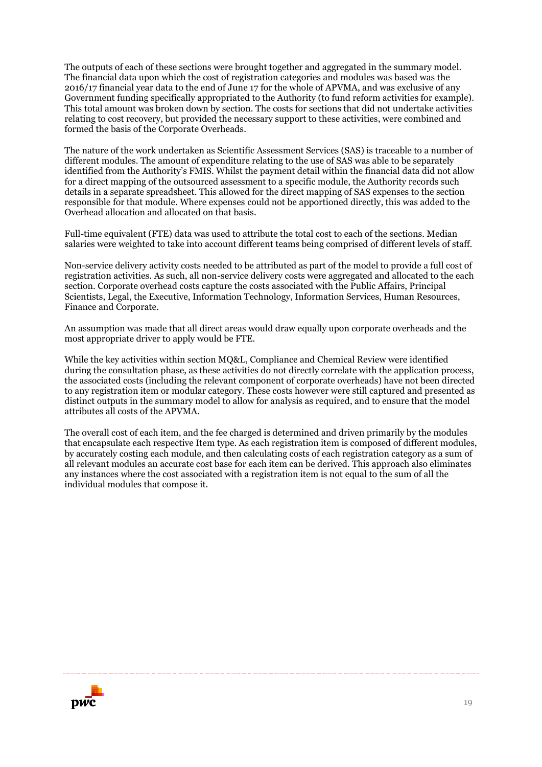The outputs of each of these sections were brought together and aggregated in the summary model. The financial data upon which the cost of registration categories and modules was based was the 2016/17 financial year data to the end of June 17 for the whole of APVMA, and was exclusive of any Government funding specifically appropriated to the Authority (to fund reform activities for example). This total amount was broken down by section. The costs for sections that did not undertake activities relating to cost recovery, but provided the necessary support to these activities, were combined and formed the basis of the Corporate Overheads.

The nature of the work undertaken as Scientific Assessment Services (SAS) is traceable to a number of different modules. The amount of expenditure relating to the use of SAS was able to be separately identified from the Authority's FMIS. Whilst the payment detail within the financial data did not allow for a direct mapping of the outsourced assessment to a specific module, the Authority records such details in a separate spreadsheet. This allowed for the direct mapping of SAS expenses to the section responsible for that module. Where expenses could not be apportioned directly, this was added to the Overhead allocation and allocated on that basis.

Full-time equivalent (FTE) data was used to attribute the total cost to each of the sections. Median salaries were weighted to take into account different teams being comprised of different levels of staff.

Non-service delivery activity costs needed to be attributed as part of the model to provide a full cost of registration activities. As such, all non-service delivery costs were aggregated and allocated to the each section. Corporate overhead costs capture the costs associated with the Public Affairs, Principal Scientists, Legal, the Executive, Information Technology, Information Services, Human Resources, Finance and Corporate.

An assumption was made that all direct areas would draw equally upon corporate overheads and the most appropriate driver to apply would be FTE.

While the key activities within section MQ&L, Compliance and Chemical Review were identified during the consultation phase, as these activities do not directly correlate with the application process, the associated costs (including the relevant component of corporate overheads) have not been directed to any registration item or modular category. These costs however were still captured and presented as distinct outputs in the summary model to allow for analysis as required, and to ensure that the model attributes all costs of the APVMA.

The overall cost of each item, and the fee charged is determined and driven primarily by the modules that encapsulate each respective Item type. As each registration item is composed of different modules, by accurately costing each module, and then calculating costs of each registration category as a sum of all relevant modules an accurate cost base for each item can be derived. This approach also eliminates any instances where the cost associated with a registration item is not equal to the sum of all the individual modules that compose it.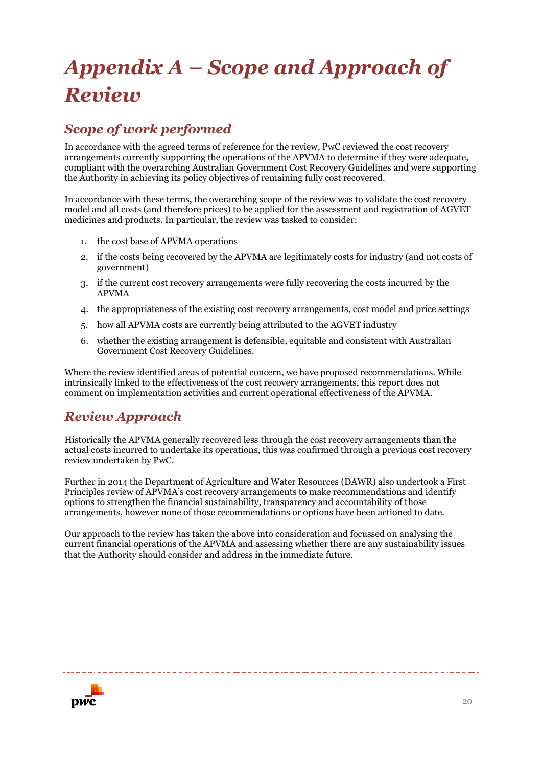# *Appendix A – Scope and Approach of Review*

## *Scope of work performed*

In accordance with the agreed terms of reference for the review, PwC reviewed the cost recovery arrangements currently supporting the operations of the APVMA to determine if they were adequate, compliant with the overarching Australian Government Cost Recovery Guidelines and were supporting the Authority in achieving its policy objectives of remaining fully cost recovered.

In accordance with these terms, the overarching scope of the review was to validate the cost recovery model and all costs (and therefore prices) to be applied for the assessment and registration of AGVET medicines and products. In particular, the review was tasked to consider:

1. the cost base of APVMA operations
2. if the costs being recovered by the APVMA are legitimately costs for industry (and not costs of government)
3. if the current cost recovery arrangements were fully recovering the costs incurred by the APVMA
4. the appropriateness of the existing cost recovery arrangements, cost model and price settings
5. how all APVMA costs are currently being attributed to the AGVET industry
6. whether the existing arrangement is defensible, equitable and consistent with Australian Government Cost Recovery Guidelines.

Where the review identified areas of potential concern, we have proposed recommendations. While intrinsically linked to the effectiveness of the cost recovery arrangements, this report does not comment on implementation activities and current operational effectiveness of the APVMA.

## *Review Approach*

Historically the APVMA generally recovered less through the cost recovery arrangements than the actual costs incurred to undertake its operations, this was confirmed through a previous cost recovery review undertaken by PwC.

Further in 2014 the Department of Agriculture and Water Resources (DAWR) also undertook a First Principles review of APVMA's cost recovery arrangements to make recommendations and identify options to strengthen the financial sustainability, transparency and accountability of those arrangements, however none of those recommendations or options have been actioned to date.

Our approach to the review has taken the above into consideration and focussed on analysing the current financial operations of the APVMA and assessing whether there are any sustainability issues that the Authority should consider and address in the immediate future.